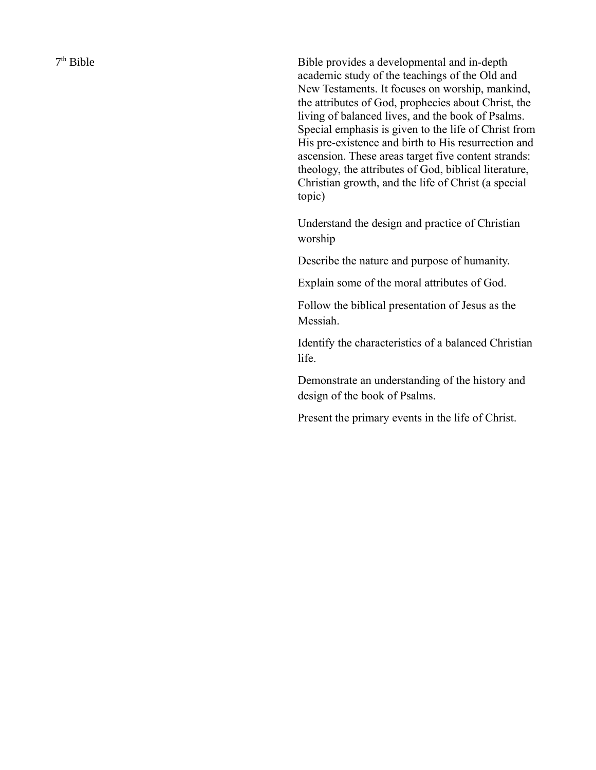7th Bible

Bible provides a developmental and in-depth academic study of the teachings of the Old and New Testaments. It focuses on worship, mankind, the attributes of God, prophecies about Christ, the living of balanced lives, and the book of Psalms. Special emphasis is given to the life of Christ from His pre-existence and birth to His resurrection and ascension. These areas target five content strands: theology, the attributes of God, biblical literature, Christian growth, and the life of Christ (a special topic)

Understand the design and practice of Christian worship

Describe the nature and purpose of humanity.

Explain some of the moral attributes of God.

Follow the biblical presentation of Jesus as the Messiah.

Identify the characteristics of a balanced Christian life.

Demonstrate an understanding of the history and design of the book of Psalms.

Present the primary events in the life of Christ.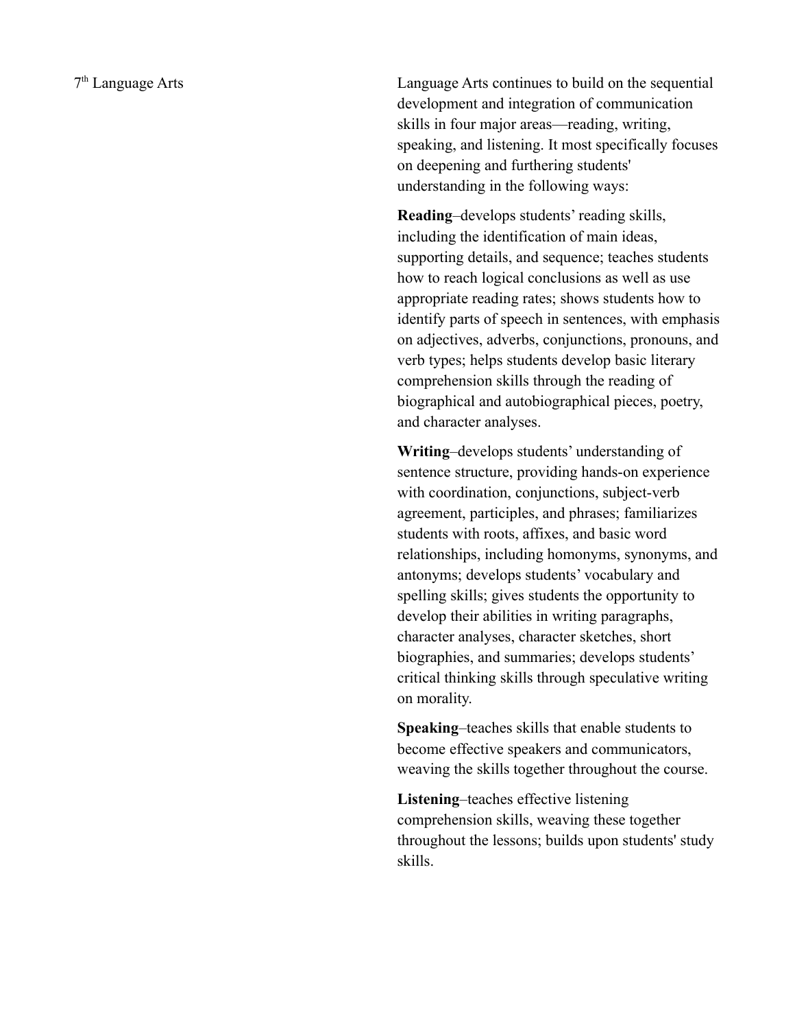7th Language Arts

Language Arts continues to build on the sequential development and integration of communication skills in four major areas—reading, writing, speaking, and listening. It most specifically focuses on deepening and furthering students' understanding in the following ways:

**Reading**–develops students' reading skills, including the identification of main ideas, supporting details, and sequence; teaches students how to reach logical conclusions as well as use appropriate reading rates; shows students how to identify parts of speech in sentences, with emphasis on adjectives, adverbs, conjunctions, pronouns, and verb types; helps students develop basic literary comprehension skills through the reading of biographical and autobiographical pieces, poetry, and character analyses.

**Writing**–develops students' understanding of sentence structure, providing hands-on experience with coordination, conjunctions, subject-verb agreement, participles, and phrases; familiarizes students with roots, affixes, and basic word relationships, including homonyms, synonyms, and antonyms; develops students' vocabulary and spelling skills; gives students the opportunity to develop their abilities in writing paragraphs, character analyses, character sketches, short biographies, and summaries; develops students' critical thinking skills through speculative writing on morality.

**Speaking**–teaches skills that enable students to become effective speakers and communicators, weaving the skills together throughout the course.

**Listening**–teaches effective listening comprehension skills, weaving these together throughout the lessons; builds upon students' study skills.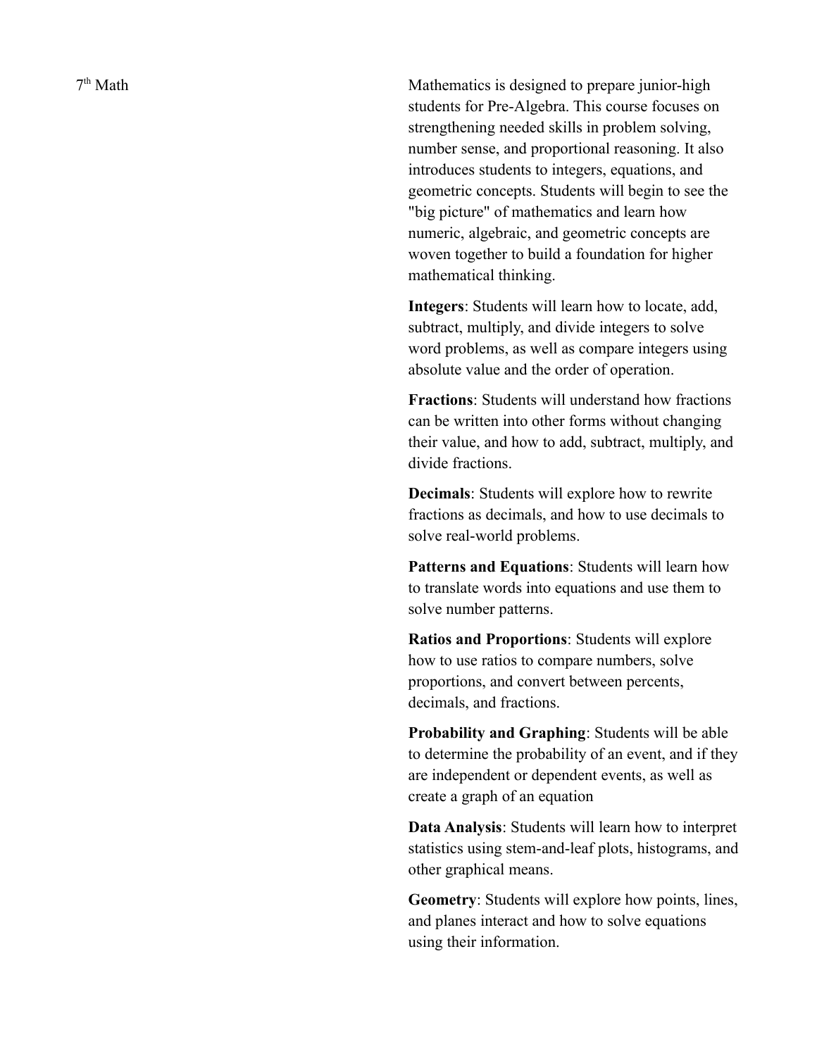7th Math

Mathematics is designed to prepare junior-high students for Pre-Algebra. This course focuses on strengthening needed skills in problem solving, number sense, and proportional reasoning. It also introduces students to integers, equations, and geometric concepts. Students will begin to see the "big picture" of mathematics and learn how numeric, algebraic, and geometric concepts are woven together to build a foundation for higher mathematical thinking.

**Integers**: Students will learn how to locate, add, subtract, multiply, and divide integers to solve word problems, as well as compare integers using absolute value and the order of operation.

**Fractions**: Students will understand how fractions can be written into other forms without changing their value, and how to add, subtract, multiply, and divide fractions.

**Decimals**: Students will explore how to rewrite fractions as decimals, and how to use decimals to solve real-world problems.

**Patterns and Equations**: Students will learn how to translate words into equations and use them to solve number patterns.

**Ratios and Proportions**: Students will explore how to use ratios to compare numbers, solve proportions, and convert between percents, decimals, and fractions.

**Probability and Graphing**: Students will be able to determine the probability of an event, and if they are independent or dependent events, as well as create a graph of an equation

**Data Analysis**: Students will learn how to interpret statistics using stem-and-leaf plots, histograms, and other graphical means.

**Geometry**: Students will explore how points, lines, and planes interact and how to solve equations using their information.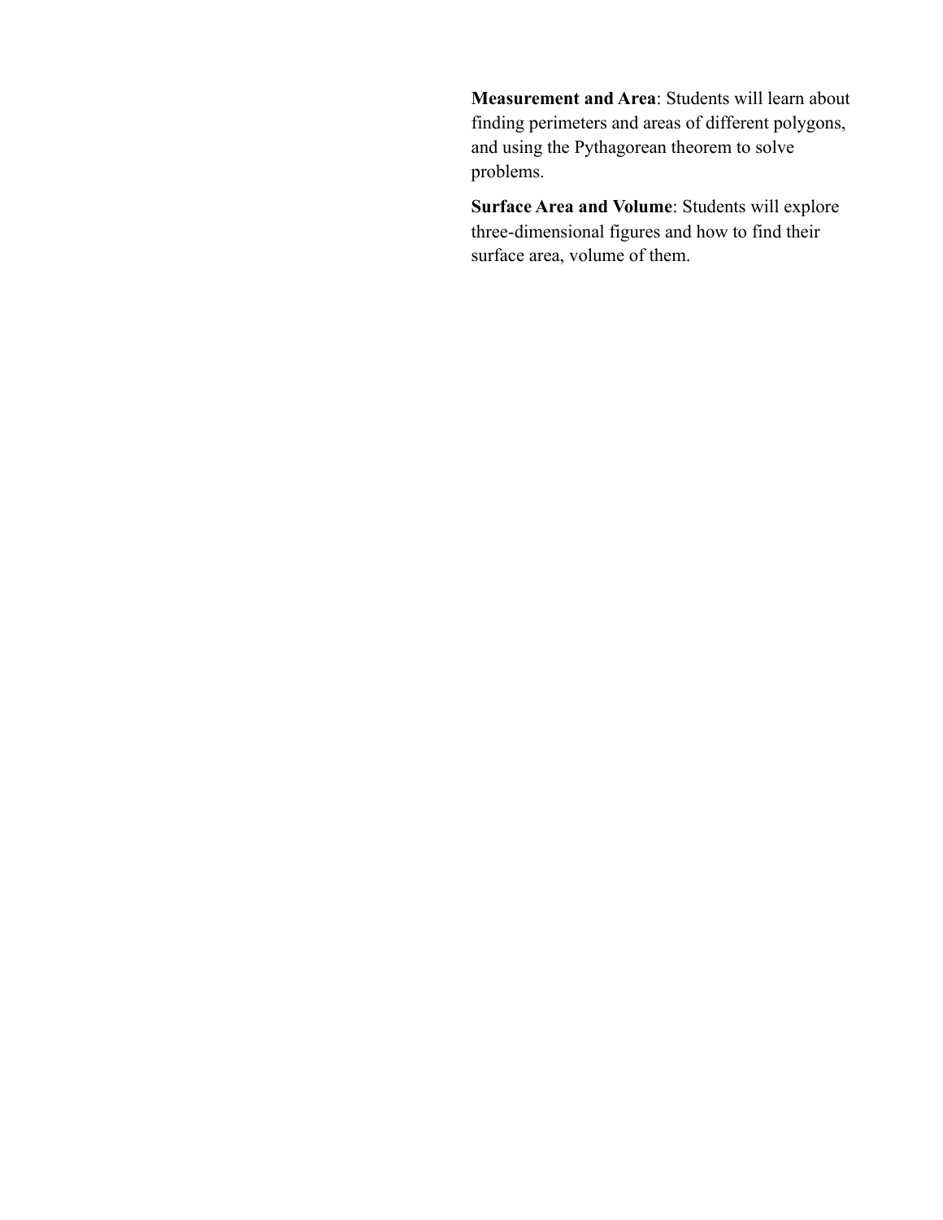**Measurement and Area**: Students will learn about finding perimeters and areas of different polygons, and using the Pythagorean theorem to solve problems.

**Surface Area and Volume**: Students will explore three-dimensional figures and how to find their surface area, volume of them.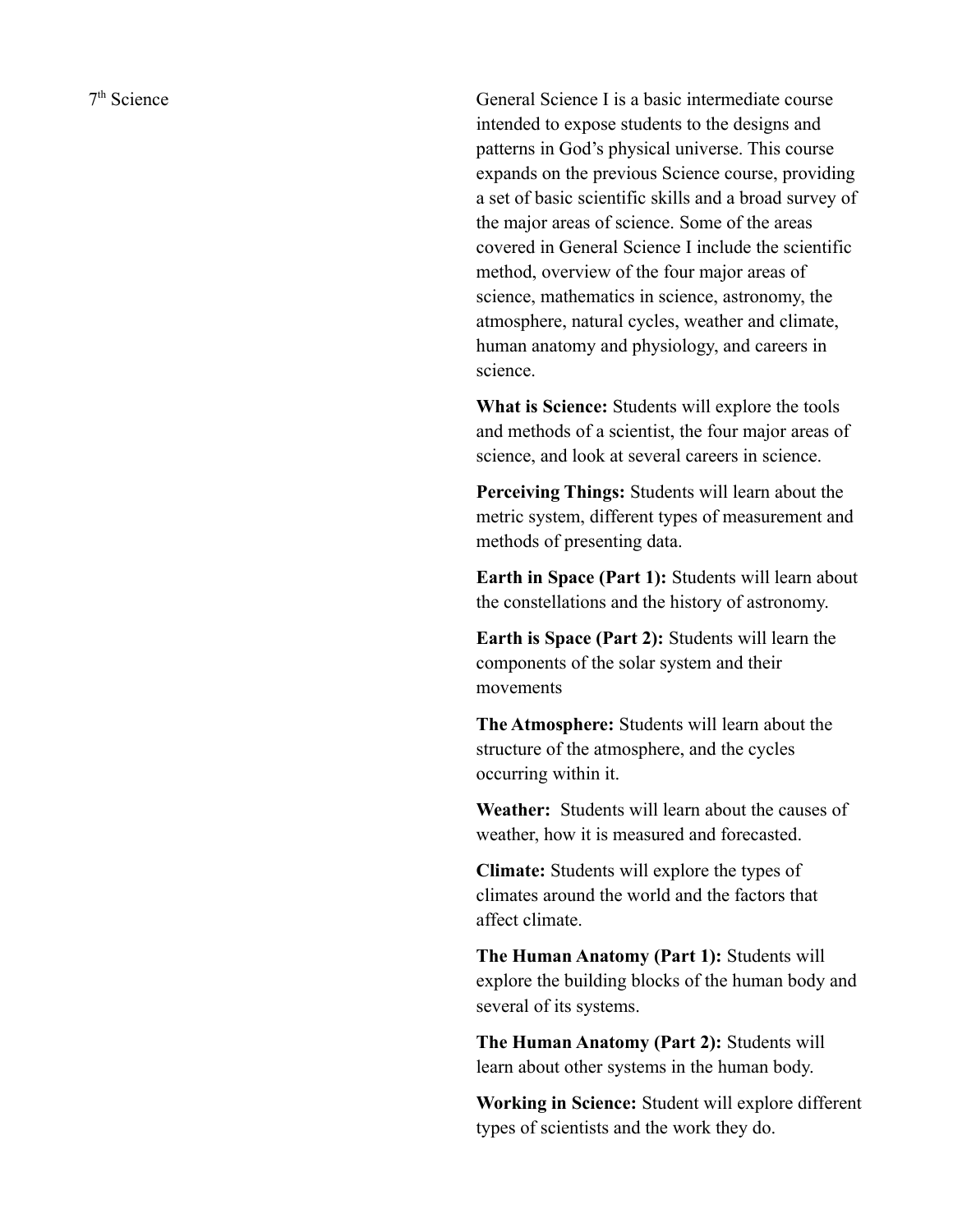7$^{th}$ Science

General Science I is a basic intermediate course intended to expose students to the designs and patterns in God's physical universe. This course expands on the previous Science course, providing a set of basic scientific skills and a broad survey of the major areas of science. Some of the areas covered in General Science I include the scientific method, overview of the four major areas of science, mathematics in science, astronomy, the atmosphere, natural cycles, weather and climate, human anatomy and physiology, and careers in science.

**What is Science:** Students will explore the tools and methods of a scientist, the four major areas of science, and look at several careers in science.

**Perceiving Things:** Students will learn about the metric system, different types of measurement and methods of presenting data.

**Earth in Space (Part 1):** Students will learn about the constellations and the history of astronomy.

**Earth is Space (Part 2):** Students will learn the components of the solar system and their movements

**The Atmosphere:** Students will learn about the structure of the atmosphere, and the cycles occurring within it.

**Weather:** Students will learn about the causes of weather, how it is measured and forecasted.

**Climate:** Students will explore the types of climates around the world and the factors that affect climate.

**The Human Anatomy (Part 1):** Students will explore the building blocks of the human body and several of its systems.

**The Human Anatomy (Part 2):** Students will learn about other systems in the human body.

**Working in Science:** Student will explore different types of scientists and the work they do.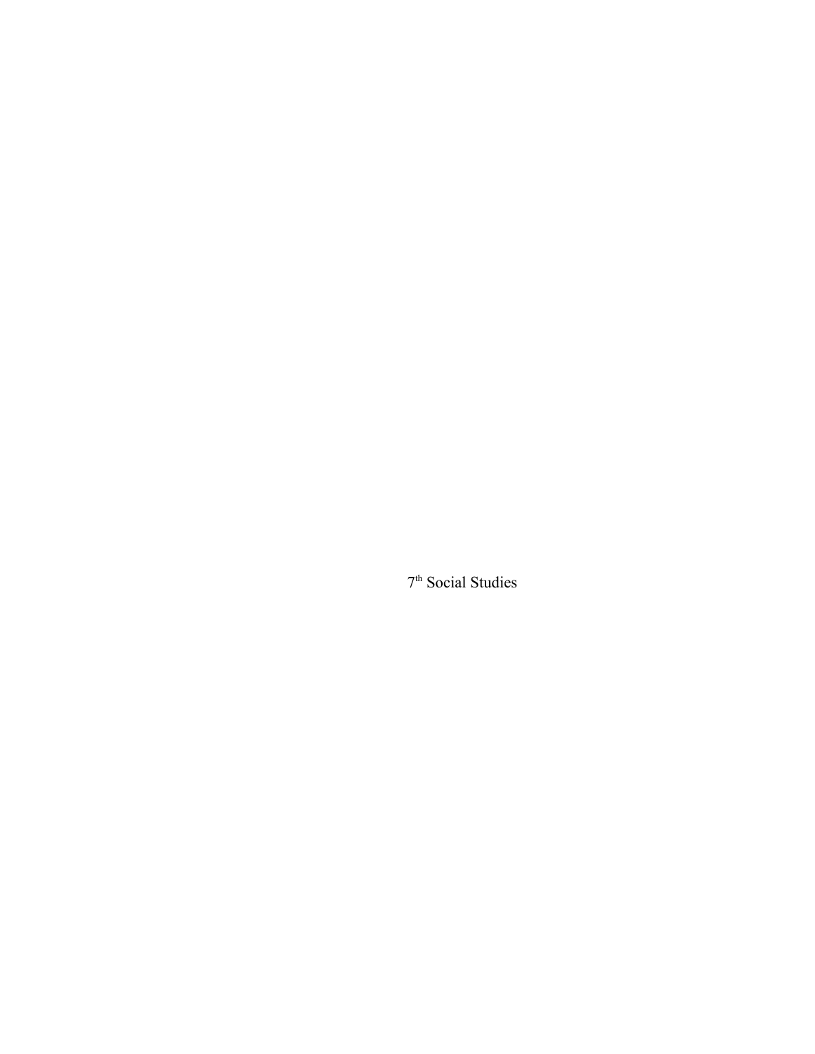7th Social Studies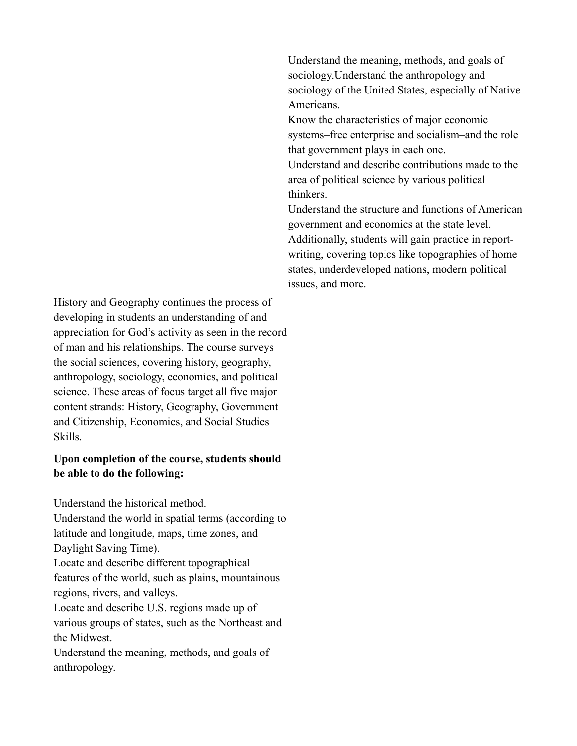History and Geography continues the process of developing in students an understanding of and appreciation for God's activity as seen in the record of man and his relationships. The course surveys the social sciences, covering history, geography, anthropology, sociology, economics, and political science. These areas of focus target all five major content strands: History, Geography, Government and Citizenship, Economics, and Social Studies Skills.

**Upon completion of the course, students should be able to do the following:**

Understand the historical method.
Understand the world in spatial terms (according to latitude and longitude, maps, time zones, and Daylight Saving Time).
Locate and describe different topographical features of the world, such as plains, mountainous regions, rivers, and valleys.
Locate and describe U.S. regions made up of various groups of states, such as the Northeast and the Midwest.
Understand the meaning, methods, and goals of anthropology.
Understand the meaning, methods, and goals of sociology.Understand the anthropology and sociology of the United States, especially of Native Americans.
Know the characteristics of major economic systems–free enterprise and socialism–and the role that government plays in each one.
Understand and describe contributions made to the area of political science by various political thinkers.
Understand the structure and functions of American government and economics at the state level.
Additionally, students will gain practice in report-writing, covering topics like topographies of home states, underdeveloped nations, modern political issues, and more.